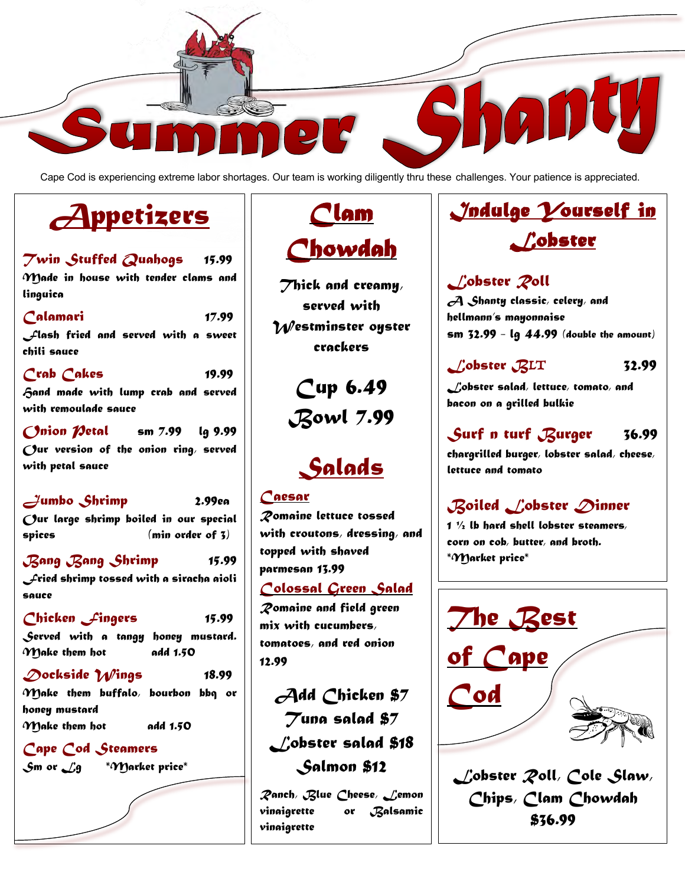# Summer Shanty

Cape Cod is experiencing extreme labor shortages. Our team is working diligently thru these challenges. Your patience is appreciated.

## Appetizers

**Twin Stuffed Quahogs** 15.99
Made in house with tender clams and linguica

**Calamari** 17.99
Flash fried and served with a sweet chili sauce

**Crab Cakes** 19.99
Hand made with lump crab and served with remoulade sauce

**Onion Petal** sm 7.99 lg 9.99
Our version of the onion ring, served with petal sauce

**Jumbo Shrimp** 2.99ea
Our large shrimp boiled in our special spices (min order of 3)

**Bang Bang Shrimp** 15.99
Fried shrimp tossed with a siracha aioli sauce

**Chicken Fingers** 15.99
Served with a tangy honey mustard.
Make them hot add 1.50

**Dockside Wings** 18.99
Make them buffalo, bourbon bbq or honey mustard
Make them hot add 1.50

**Cape Cod Steamers**
Sm or Lg *Market price*

## Clam Chowdah

Thick and creamy, served with Westminster oyster crackers

Cup 6.49
Bowl 7.99

## Salads

**Caesar**
Romaine lettuce tossed with croutons, dressing, and topped with shaved parmesan 13.99

**Colossal Green Salad**
Romaine and field green mix with cucumbers, tomatoes, and red onion 12.99

Add Chicken $7
Tuna salad $7
Lobster salad $18
Salmon $12

Ranch, Blue Cheese, Lemon vinaigrette or Balsamic vinaigrette

## Indulge Yourself in Lobster

**Lobster Roll**
A Shanty classic, celery, and hellmann's mayonnaise
sm 32.99 - lg 44.99 (double the amount)

**Lobster BLT** 32.99
Lobster salad, lettuce, tomato, and bacon on a grilled bulkie

**Surf n turf Burger** 36.99
chargrilled burger, lobster salad, cheese, lettuce and tomato

**Boiled Lobster Dinner**
1 ½ lb hard shell lobster steamers, corn on cob, butter, and broth.
*Market price*

## The Best of Cape Cod

Lobster Roll, Cole Slaw, Chips, Clam Chowdah
$36.99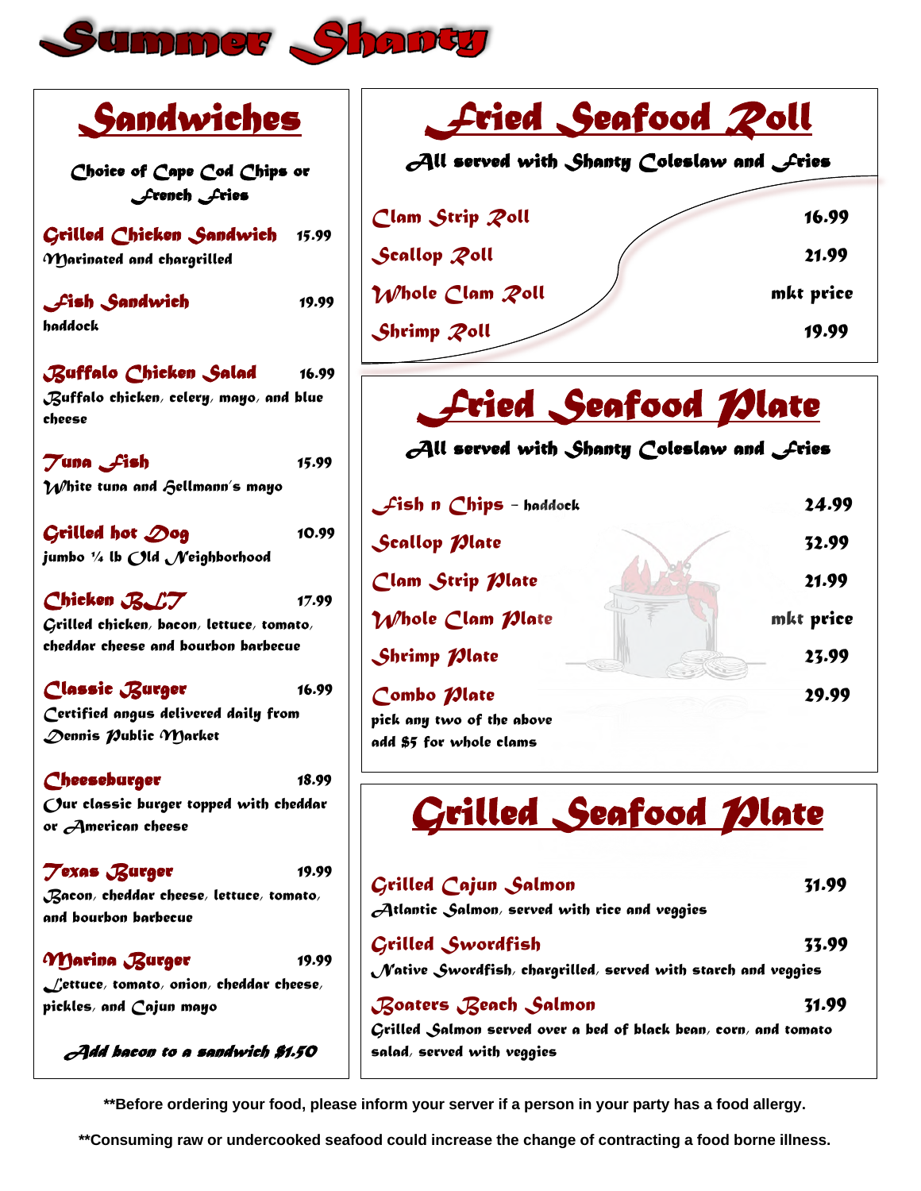# Summer Shanty

## Sandwiches

*Choice of Cape Cod Chips or French Fries*

**Grilled Chicken Sandwich** 15.99
Marinated and chargrilled

**Fish Sandwich** 19.99
haddock

**Buffalo Chicken Salad** 16.99
Buffalo chicken, celery, mayo, and blue cheese

**Tuna Fish** 15.99
White tuna and Hellmann's mayo

**Grilled hot Dog** 10.99
jumbo ¼ lb Old Neighborhood

**Chicken BLT** 17.99
Grilled chicken, bacon, lettuce, tomato, cheddar cheese and bourbon barbecue

**Classic Burger** 16.99
Certified angus delivered daily from Dennis Public Market

**Cheeseburger** 18.99
Our classic burger topped with cheddar or American cheese

**Texas Burger** 19.99
Bacon, cheddar cheese, lettuce, tomato, and bourbon barbecue

**Marina Burger** 19.99
Lettuce, tomato, onion, cheddar cheese, pickles, and Cajun mayo

*Add bacon to a sandwich $1.50*

## Fried Seafood Roll

*All served with Shanty Coleslaw and Fries*

| Item | Price |
|---|---|
| Clam Strip Roll | 16.99 |
| Scallop Roll | 21.99 |
| Whole Clam Roll | mkt price |
| Shrimp Roll | 19.99 |

## Fried Seafood Plate

*All served with Shanty Coleslaw and Fries*

| Item | Price |
|---|---|
| Fish n Chips – haddock | 24.99 |
| Scallop Plate | 32.99 |
| Clam Strip Plate | 21.99 |
| Whole Clam Plate | mkt price |
| Shrimp Plate | 23.99 |
| Combo Plate<br>pick any two of the above<br>add $5 for whole clams | 29.99 |

## Grilled Seafood Plate

**Grilled Cajun Salmon** 31.99
Atlantic Salmon, served with rice and veggies

**Grilled Swordfish** 33.99
Native Swordfish, chargrilled, served with starch and veggies

**Boaters Beach Salmon** 31.99
Grilled Salmon served over a bed of black bean, corn, and tomato salad, served with veggies

**\*\*Before ordering your food, please inform your server if a person in your party has a food allergy.**

**\*\*Consuming raw or undercooked seafood could increase the change of contracting a food borne illness.**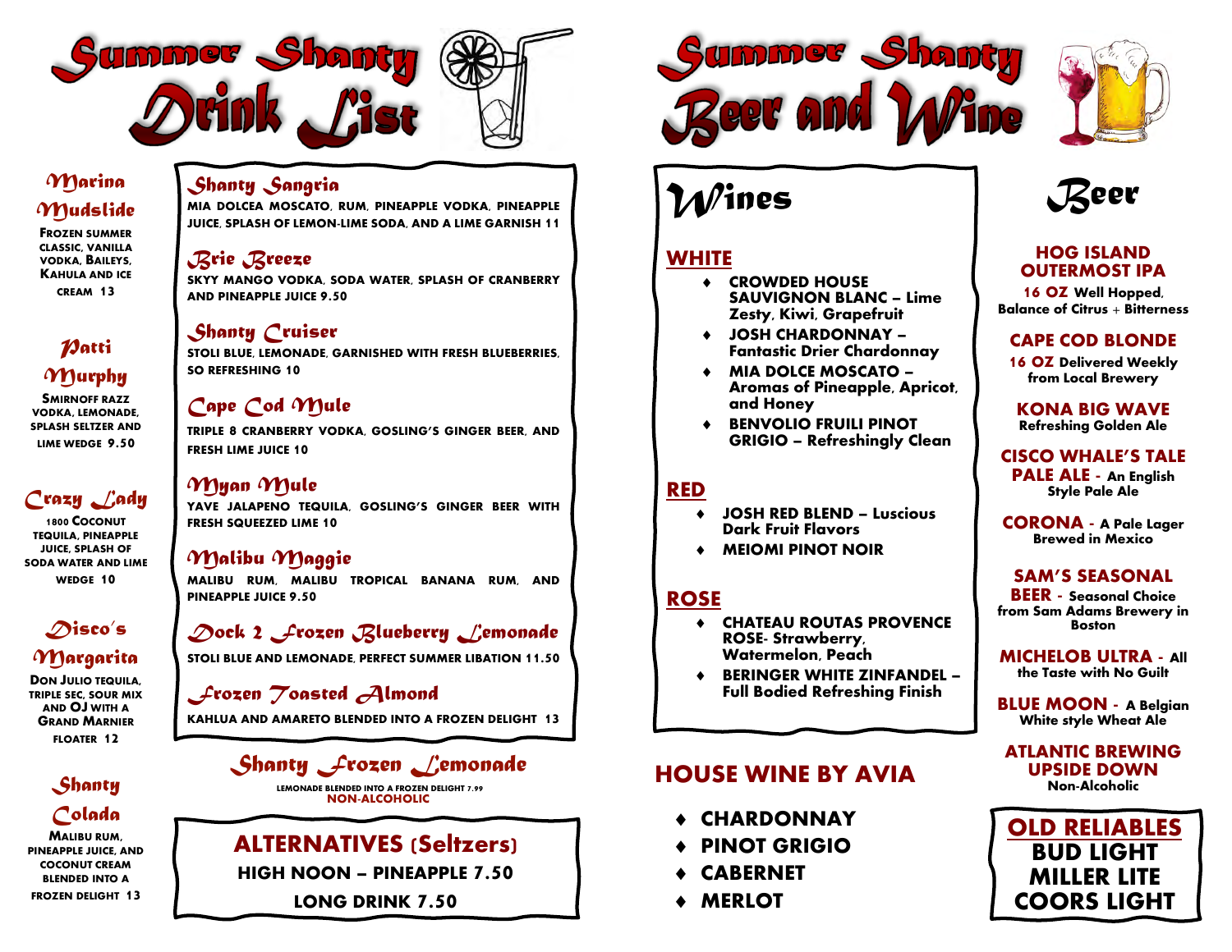# Summer Shanty Drink List

## Marina Mudslide

FROZEN SUMMER CLASSIC, VANILLA VODKA, BAILEYS, KAHULA AND ICE CREAM 13

## Patti Murphy

SMIRNOFF RAZZ VODKA, LEMONADE, SPLASH SELTZER AND LIME WEDGE 9.50

## Crazy Lady

1800 COCONUT TEQUILA, PINEAPPLE JUICE, SPLASH OF SODA WATER AND LIME WEDGE 10

## Disco's Margarita

DON JULIO TEQUILA, TRIPLE SEC, SOUR MIX AND OJ WITH A GRAND MARNIER FLOATER 12

## Shanty Colada

MALIBU RUM, PINEAPPLE JUICE, AND COCONUT CREAM BLENDED INTO A FROZEN DELIGHT 13

## Shanty Sangria

MIA DOLCEA MOSCATO, RUM, PINEAPPLE VODKA, PINEAPPLE JUICE, SPLASH OF LEMON-LIME SODA, AND A LIME GARNISH 11

## Brie Breeze

SKYY MANGO VODKA, SODA WATER, SPLASH OF CRANBERRY AND PINEAPPLE JUICE 9.50

## Shanty Cruiser

STOLI BLUE, LEMONADE, GARNISHED WITH FRESH BLUEBERRIES, SO REFRESHING 10

## Cape Cod Mule

TRIPLE 8 CRANBERRY VODKA, GOSLING'S GINGER BEER, AND FRESH LIME JUICE 10

## Myan Mule

YAVE JALAPENO TEQUILA, GOSLING'S GINGER BEER WITH FRESH SQUEEZED LIME 10

## Malibu Maggie

MALIBU RUM, MALIBU TROPICAL BANANA RUM, AND PINEAPPLE JUICE 9.50

## Dock 2 Frozen Blueberry Lemonade

STOLI BLUE AND LEMONADE, PERFECT SUMMER LIBATION 11.50

## Frozen Toasted Almond

KAHLUA AND AMARETO BLENDED INTO A FROZEN DELIGHT 13

## Shanty Frozen Lemonade

LEMONADE BLENDED INTO A FROZEN DELIGHT 7.99
NON-ALCOHOLIC

## ALTERNATIVES (Seltzers)

HIGH NOON – PINEAPPLE 7.50

LONG DRINK 7.50

# Summer Shanty Beer and Wine

## Wines

### WHITE

- CROWDED HOUSE SAUVIGNON BLANC – Lime Zesty, Kiwi, Grapefruit
- JOSH CHARDONNAY – Fantastic Drier Chardonnay
- MIA DOLCE MOSCATO – Aromas of Pineapple, Apricot, and Honey
- BENVOLIO FRUILI PINOT GRIGIO – Refreshingly Clean

### RED

- JOSH RED BLEND – Luscious Dark Fruit Flavors
- MEIOMI PINOT NOIR

### ROSE

- CHATEAU ROUTAS PROVENCE ROSE- Strawberry, Watermelon, Peach
- BERINGER WHITE ZINFANDEL – Full Bodied Refreshing Finish

### HOUSE WINE BY AVIA

- CHARDONNAY
- PINOT GRIGIO
- CABERNET
- MERLOT

## Beer

**HOG ISLAND OUTERMOST IPA**
16 OZ Well Hopped, Balance of Citrus + Bitterness

**CAPE COD BLONDE**
16 OZ Delivered Weekly from Local Brewery

**KONA BIG WAVE**
Refreshing Golden Ale

**CISCO WHALE'S TALE PALE ALE** - An English Style Pale Ale

**CORONA** - A Pale Lager Brewed in Mexico

**SAM'S SEASONAL BEER** - Seasonal Choice from Sam Adams Brewery in Boston

**MICHELOB ULTRA** - All the Taste with No Guilt

**BLUE MOON** - A Belgian White style Wheat Ale

**ATLANTIC BREWING UPSIDE DOWN**
Non-Alcoholic

### OLD RELIABLES

BUD LIGHT
MILLER LITE
COORS LIGHT